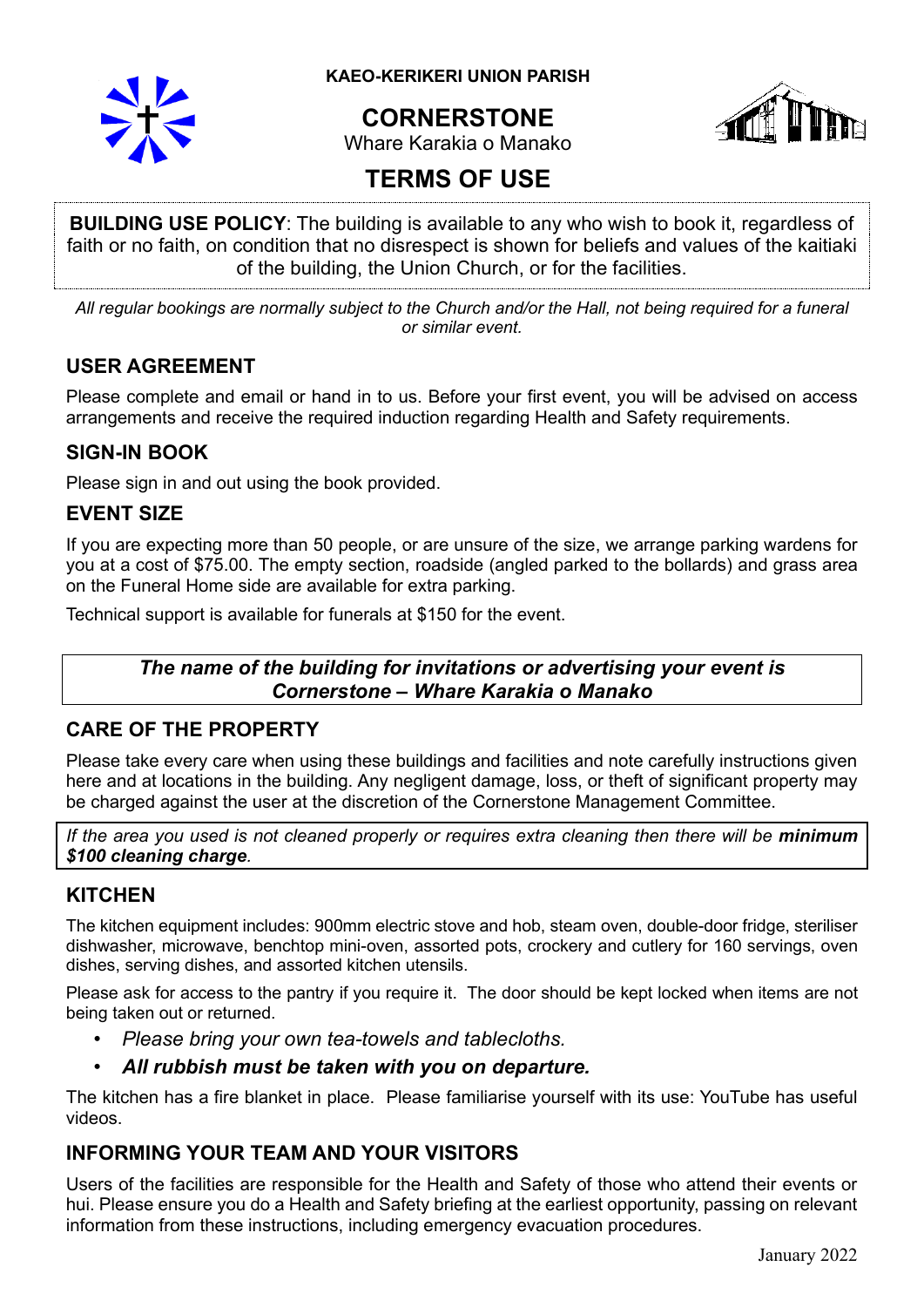**KAEO-KERIKERI UNION PARISH**

# CORNERSTONE

Whare Karakia o Manako

# TERMS OF USE

**BUILDING USE POLICY**: The building is available to any who wish to book it, regardless of faith or no faith, on condition that no disrespect is shown for beliefs and values of the kaitiaki of the building, the Union Church, or for the facilities.

*All regular bookings are normally subject to the Church and/or the Hall, not being required for a funeral or similar event.*

## USER AGREEMENT

Please complete and email or hand in to us. Before your first event, you will be advised on access arrangements and receive the required induction regarding Health and Safety requirements.

## SIGN-IN BOOK

Please sign in and out using the book provided.

## EVENT SIZE

If you are expecting more than 50 people, or are unsure of the size, we arrange parking wardens for you at a cost of $75.00. The empty section, roadside (angled parked to the bollards) and grass area on the Funeral Home side are available for extra parking.

Technical support is available for funerals at $150 for the event.

***The name of the building for invitations or advertising your event is Cornerstone – Whare Karakia o Manako***

## CARE OF THE PROPERTY

Please take every care when using these buildings and facilities and note carefully instructions given here and at locations in the building. Any negligent damage, loss, or theft of significant property may be charged against the user at the discretion of the Cornerstone Management Committee.

*If the area you used is not cleaned properly or requires extra cleaning then there will be **minimum $100 cleaning charge**.*

## KITCHEN

The kitchen equipment includes: 900mm electric stove and hob, steam oven, double-door fridge, steriliser dishwasher, microwave, benchtop mini-oven, assorted pots, crockery and cutlery for 160 servings, oven dishes, serving dishes, and assorted kitchen utensils.

Please ask for access to the pantry if you require it. The door should be kept locked when items are not being taken out or returned.

- *Please bring your own tea-towels and tablecloths.*
- ***All rubbish must be taken with you on departure.***

The kitchen has a fire blanket in place. Please familiarise yourself with its use: YouTube has useful videos.

## INFORMING YOUR TEAM AND YOUR VISITORS

Users of the facilities are responsible for the Health and Safety of those who attend their events or hui. Please ensure you do a Health and Safety briefing at the earliest opportunity, passing on relevant information from these instructions, including emergency evacuation procedures.

January 2022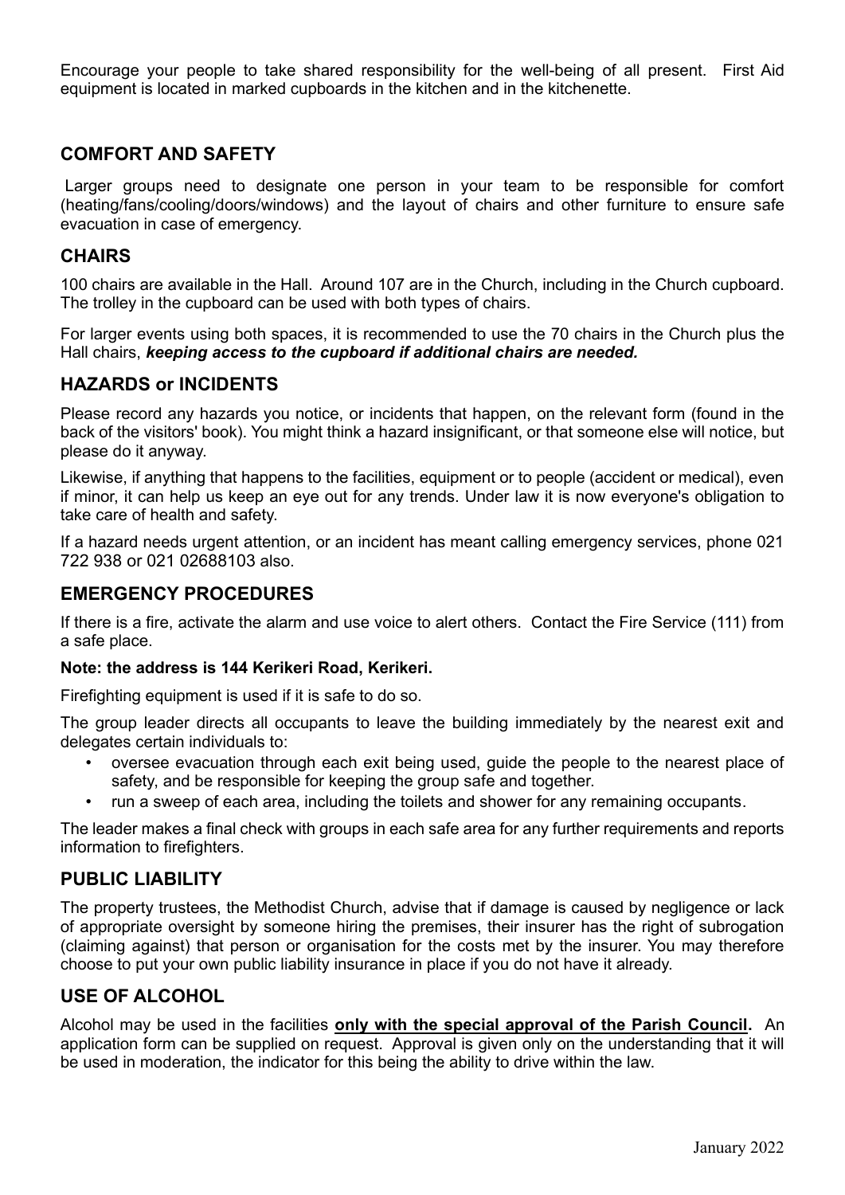Encourage your people to take shared responsibility for the well-being of all present. First Aid equipment is located in marked cupboards in the kitchen and in the kitchenette.

## COMFORT AND SAFETY

Larger groups need to designate one person in your team to be responsible for comfort (heating/fans/cooling/doors/windows) and the layout of chairs and other furniture to ensure safe evacuation in case of emergency.

## CHAIRS

100 chairs are available in the Hall. Around 107 are in the Church, including in the Church cupboard. The trolley in the cupboard can be used with both types of chairs.

For larger events using both spaces, it is recommended to use the 70 chairs in the Church plus the Hall chairs, ***keeping access to the cupboard if additional chairs are needed.***

## HAZARDS or INCIDENTS

Please record any hazards you notice, or incidents that happen, on the relevant form (found in the back of the visitors' book). You might think a hazard insignificant, or that someone else will notice, but please do it anyway.

Likewise, if anything that happens to the facilities, equipment or to people (accident or medical), even if minor, it can help us keep an eye out for any trends. Under law it is now everyone's obligation to take care of health and safety.

If a hazard needs urgent attention, or an incident has meant calling emergency services, phone 021 722 938 or 021 02688103 also.

## EMERGENCY PROCEDURES

If there is a fire, activate the alarm and use voice to alert others. Contact the Fire Service (111) from a safe place.

**Note: the address is 144 Kerikeri Road, Kerikeri.**

Firefighting equipment is used if it is safe to do so.

The group leader directs all occupants to leave the building immediately by the nearest exit and delegates certain individuals to:

- oversee evacuation through each exit being used, guide the people to the nearest place of safety, and be responsible for keeping the group safe and together.
- run a sweep of each area, including the toilets and shower for any remaining occupants.

The leader makes a final check with groups in each safe area for any further requirements and reports information to firefighters.

## PUBLIC LIABILITY

The property trustees, the Methodist Church, advise that if damage is caused by negligence or lack of appropriate oversight by someone hiring the premises, their insurer has the right of subrogation (claiming against) that person or organisation for the costs met by the insurer. You may therefore choose to put your own public liability insurance in place if you do not have it already.

## USE OF ALCOHOL

Alcohol may be used in the facilities **only with the special approval of the Parish Council.** An application form can be supplied on request. Approval is given only on the understanding that it will be used in moderation, the indicator for this being the ability to drive within the law.

January 2022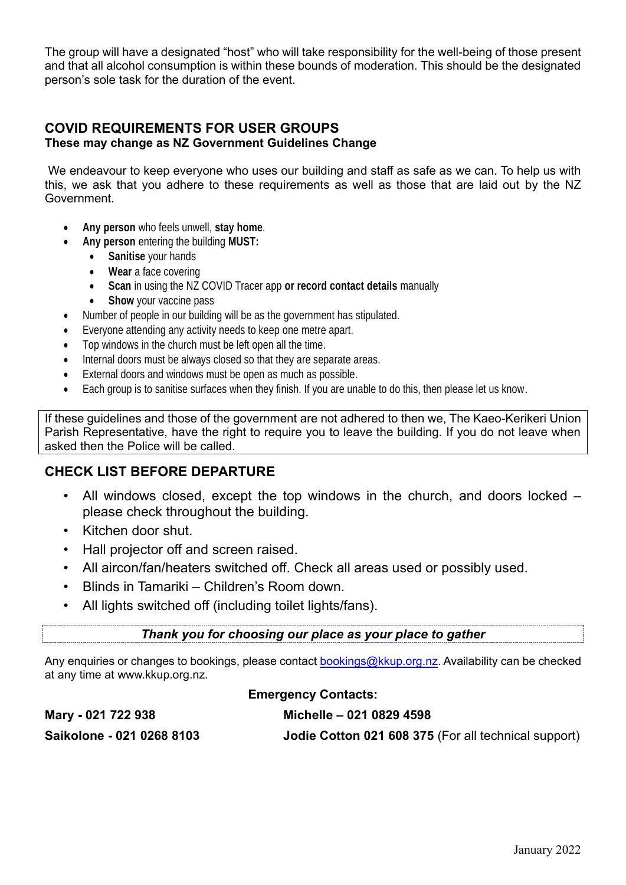The group will have a designated "host" who will take responsibility for the well-being of those present and that all alcohol consumption is within these bounds of moderation. This should be the designated person's sole task for the duration of the event.

## COVID REQUIREMENTS FOR USER GROUPS

**These may change as NZ Government Guidelines Change**

We endeavour to keep everyone who uses our building and staff as safe as we can. To help us with this, we ask that you adhere to these requirements as well as those that are laid out by the NZ Government.

- **Any person** who feels unwell, **stay home**.
- **Any person** entering the building **MUST:**
  - **Sanitise** your hands
  - **Wear** a face covering
  - **Scan** in using the NZ COVID Tracer app **or record contact details** manually
  - **Show** your vaccine pass
- Number of people in our building will be as the government has stipulated.
- Everyone attending any activity needs to keep one metre apart.
- Top windows in the church must be left open all the time.
- Internal doors must be always closed so that they are separate areas.
- External doors and windows must be open as much as possible.
- Each group is to sanitise surfaces when they finish. If you are unable to do this, then please let us know.

If these guidelines and those of the government are not adhered to then we, The Kaeo-Kerikeri Union Parish Representative, have the right to require you to leave the building. If you do not leave when asked then the Police will be called.

## CHECK LIST BEFORE DEPARTURE

- All windows closed, except the top windows in the church, and doors locked – please check throughout the building.
- Kitchen door shut.
- Hall projector off and screen raised.
- All aircon/fan/heaters switched off. Check all areas used or possibly used.
- Blinds in Tamariki – Children's Room down.
- All lights switched off (including toilet lights/fans).

***Thank you for choosing our place as your place to gather***

Any enquiries or changes to bookings, please contact bookings@kkup.org.nz. Availability can be checked at any time at www.kkup.org.nz.

**Emergency Contacts:**

**Mary - 021 722 938**

**Michelle – 021 0829 4598**

**Saikolone - 021 0268 8103**

**Jodie Cotton 021 608 375** (For all technical support)

January 2022